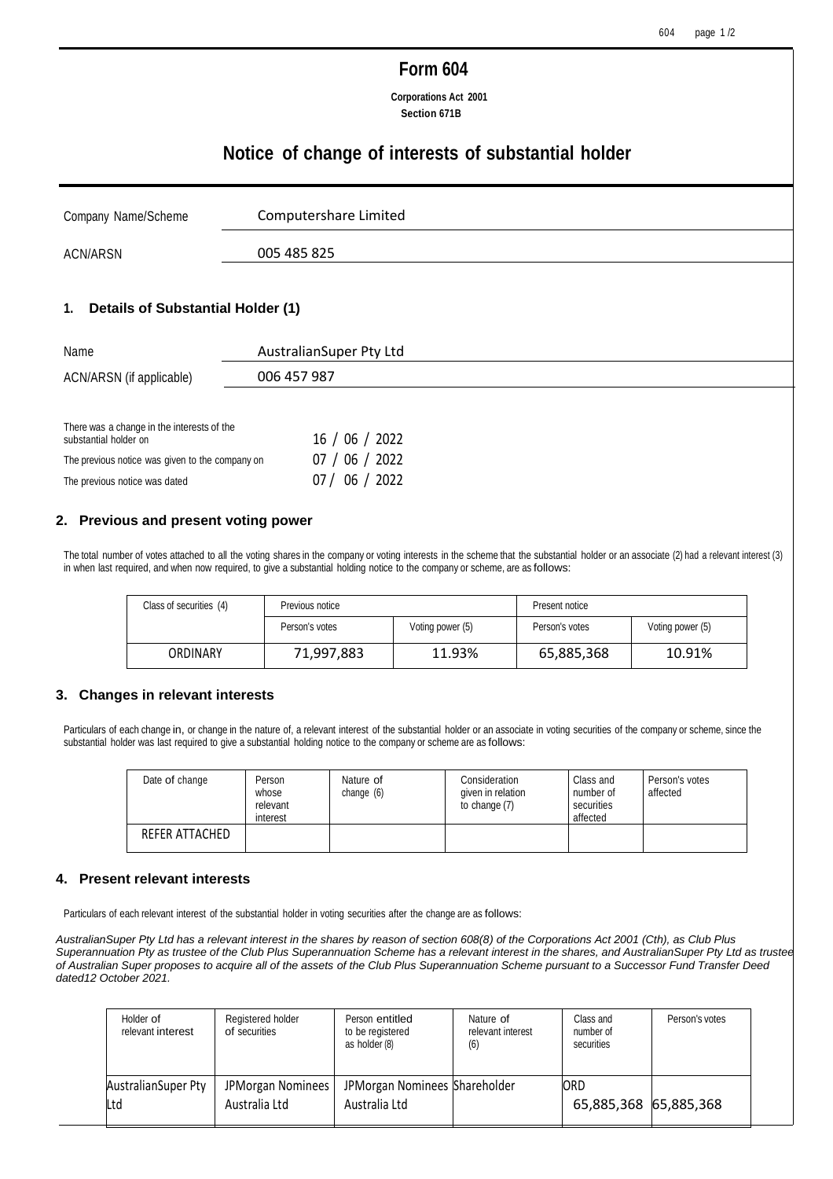# Form 604

**Corporations Act 2001**
**Section 671B**

## Notice of change of interests of substantial holder

| | |
|---|---|
| Company Name/Scheme | Computershare Limited |
| ACN/ARSN | 005 485 825 |

### 1. Details of Substantial Holder (1)

| | |
|---|---|
| Name | AustralianSuper Pty Ltd |
| ACN/ARSN (if applicable) | 006 457 987 |

| | |
|---|---|
| There was a change in the interests of the substantial holder on | 16 / 06 / 2022 |
| The previous notice was given to the company on | 07 / 06 / 2022 |
| The previous notice was dated | 07 / 06 / 2022 |

### 2. Previous and present voting power

The total number of votes attached to all the voting shares in the company or voting interests in the scheme that the substantial holder or an associate (2) had a relevant interest (3) in when last required, and when now required, to give a substantial holding notice to the company or scheme, are as follows:

| Class of securities (4) | Previous notice | | Present notice | |
|---|---|---|---|---|
| | Person's votes | Voting power (5) | Person's votes | Voting power (5) |
| ORDINARY | 71,997,883 | 11.93% | 65,885,368 | 10.91% |

### 3. Changes in relevant interests

Particulars of each change in, or change in the nature of, a relevant interest of the substantial holder or an associate in voting securities of the company or scheme, since the substantial holder was last required to give a substantial holding notice to the company or scheme are as follows:

| Date of change | Person whose relevant interest | Nature of change (6) | Consideration given in relation to change (7) | Class and number of securities affected | Person's votes affected |
|---|---|---|---|---|---|
| REFER ATTACHED | | | | | |

### 4. Present relevant interests

Particulars of each relevant interest of the substantial holder in voting securities after the change are as follows:

*AustralianSuper Pty Ltd has a relevant interest in the shares by reason of section 608(8) of the Corporations Act 2001 (Cth), as Club Plus Superannuation Pty as trustee of the Club Plus Superannuation Scheme has a relevant interest in the shares, and AustralianSuper Pty Ltd as trustee of Australian Super proposes to acquire all of the assets of the Club Plus Superannuation Scheme pursuant to a Successor Fund Transfer Deed dated12 October 2021.*

| Holder of relevant interest | Registered holder of securities | Person entitled to be registered as holder (8) | Nature of relevant interest (6) | Class and number of securities | Person's votes |
|---|---|---|---|---|---|
| AustralianSuper Pty Ltd | JPMorgan Nominees Australia Ltd | JPMorgan Nominees Australia Ltd | Shareholder | ORD 65,885,368 | 65,885,368 |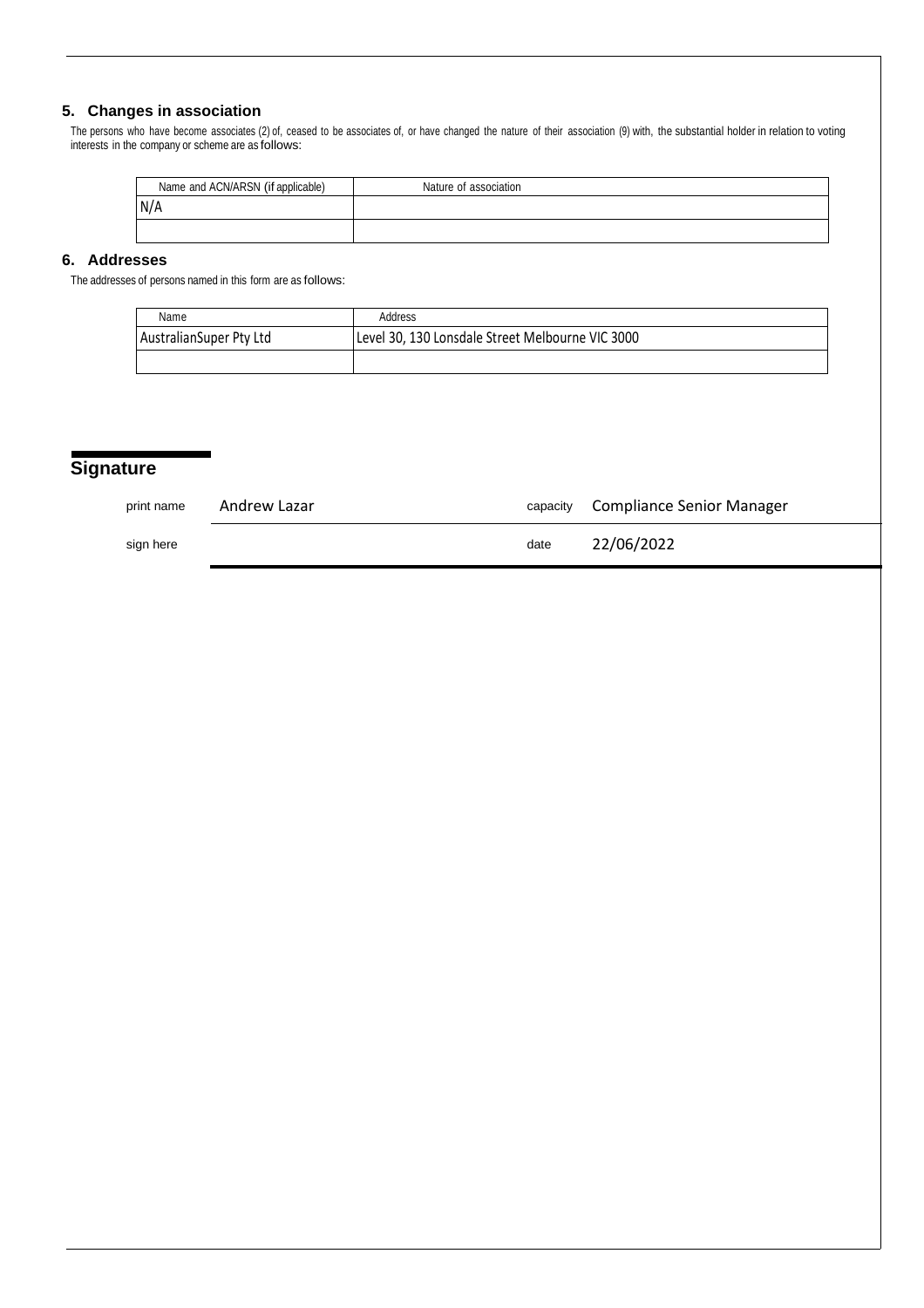## 5. Changes in association

The persons who have become associates (2) of, ceased to be associates of, or have changed the nature of their association (9) with, the substantial holder in relation to voting interests in the company or scheme are as follows:

| Name and ACN/ARSN (if applicable) | Nature of association |
|---|---|
| N/A | |
| | |

## 6. Addresses

The addresses of persons named in this form are as follows:

| Name | Address |
|---|---|
| AustralianSuper Pty Ltd | Level 30, 130 Lonsdale Street Melbourne VIC 3000 |
| | |

## Signature

| | | | |
|---|---|---|---|
| print name | Andrew Lazar | capacity | Compliance Senior Manager |
| sign here | | date | 22/06/2022 |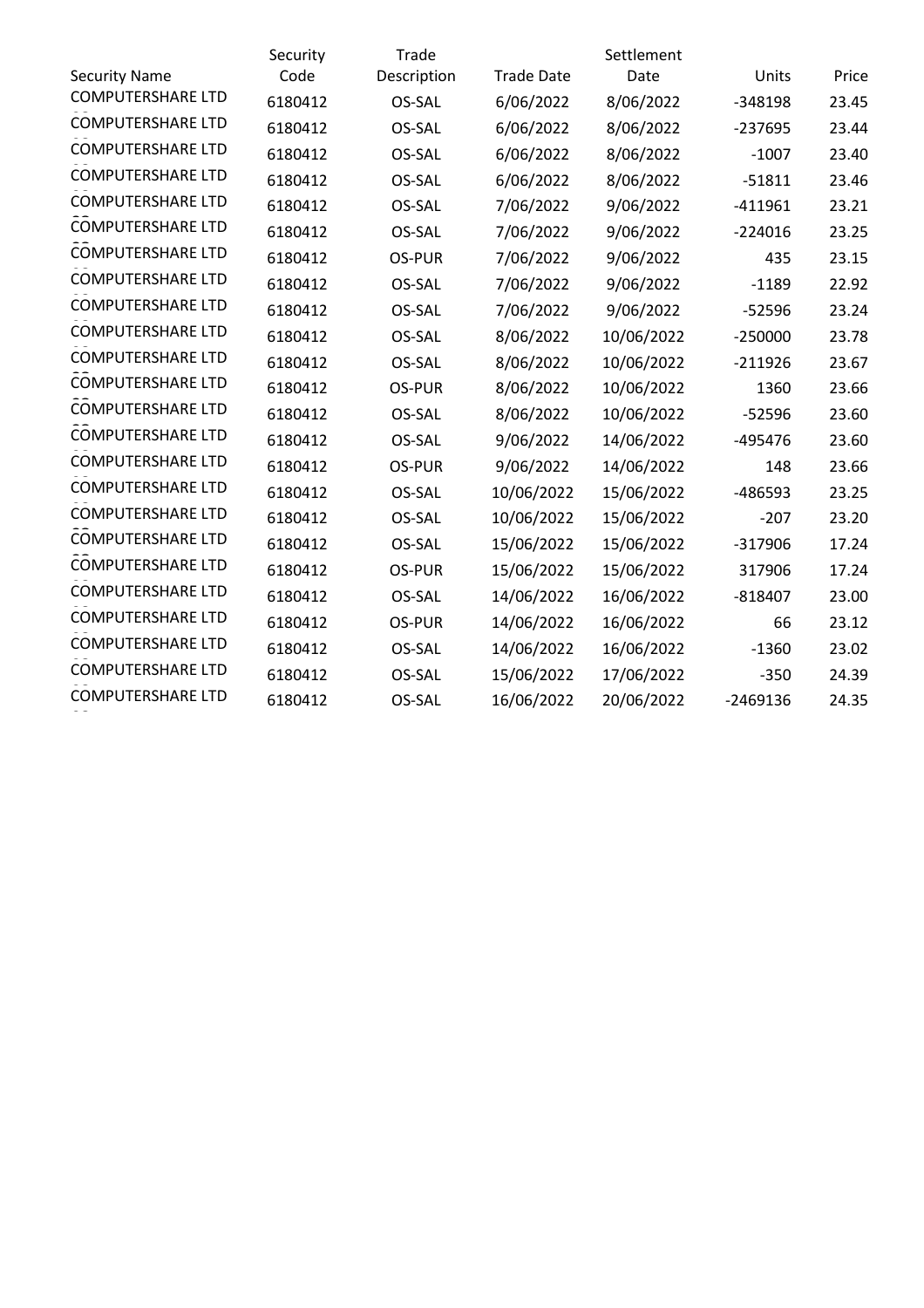| Security Name | Security Code | Trade Description | Trade Date | Settlement Date | Units | Price |
|---|---|---|---|---|---|---|
| COMPUTERSHARE LTD | 6180412 | OS-SAL | 6/06/2022 | 8/06/2022 | -348198 | 23.45 |
| COMPUTERSHARE LTD | 6180412 | OS-SAL | 6/06/2022 | 8/06/2022 | -237695 | 23.44 |
| COMPUTERSHARE LTD | 6180412 | OS-SAL | 6/06/2022 | 8/06/2022 | -1007 | 23.40 |
| COMPUTERSHARE LTD | 6180412 | OS-SAL | 6/06/2022 | 8/06/2022 | -51811 | 23.46 |
| COMPUTERSHARE LTD | 6180412 | OS-SAL | 7/06/2022 | 9/06/2022 | -411961 | 23.21 |
| COMPUTERSHARE LTD | 6180412 | OS-SAL | 7/06/2022 | 9/06/2022 | -224016 | 23.25 |
| COMPUTERSHARE LTD | 6180412 | OS-PUR | 7/06/2022 | 9/06/2022 | 435 | 23.15 |
| COMPUTERSHARE LTD | 6180412 | OS-SAL | 7/06/2022 | 9/06/2022 | -1189 | 22.92 |
| COMPUTERSHARE LTD | 6180412 | OS-SAL | 7/06/2022 | 9/06/2022 | -52596 | 23.24 |
| COMPUTERSHARE LTD | 6180412 | OS-SAL | 8/06/2022 | 10/06/2022 | -250000 | 23.78 |
| COMPUTERSHARE LTD | 6180412 | OS-SAL | 8/06/2022 | 10/06/2022 | -211926 | 23.67 |
| COMPUTERSHARE LTD | 6180412 | OS-PUR | 8/06/2022 | 10/06/2022 | 1360 | 23.66 |
| COMPUTERSHARE LTD | 6180412 | OS-SAL | 8/06/2022 | 10/06/2022 | -52596 | 23.60 |
| COMPUTERSHARE LTD | 6180412 | OS-SAL | 9/06/2022 | 14/06/2022 | -495476 | 23.60 |
| COMPUTERSHARE LTD | 6180412 | OS-PUR | 9/06/2022 | 14/06/2022 | 148 | 23.66 |
| COMPUTERSHARE LTD | 6180412 | OS-SAL | 10/06/2022 | 15/06/2022 | -486593 | 23.25 |
| COMPUTERSHARE LTD | 6180412 | OS-SAL | 10/06/2022 | 15/06/2022 | -207 | 23.20 |
| COMPUTERSHARE LTD | 6180412 | OS-SAL | 15/06/2022 | 15/06/2022 | -317906 | 17.24 |
| COMPUTERSHARE LTD | 6180412 | OS-PUR | 15/06/2022 | 15/06/2022 | 317906 | 17.24 |
| COMPUTERSHARE LTD | 6180412 | OS-SAL | 14/06/2022 | 16/06/2022 | -818407 | 23.00 |
| COMPUTERSHARE LTD | 6180412 | OS-PUR | 14/06/2022 | 16/06/2022 | 66 | 23.12 |
| COMPUTERSHARE LTD | 6180412 | OS-SAL | 14/06/2022 | 16/06/2022 | -1360 | 23.02 |
| COMPUTERSHARE LTD | 6180412 | OS-SAL | 15/06/2022 | 17/06/2022 | -350 | 24.39 |
| COMPUTERSHARE LTD | 6180412 | OS-SAL | 16/06/2022 | 20/06/2022 | -2469136 | 24.35 |